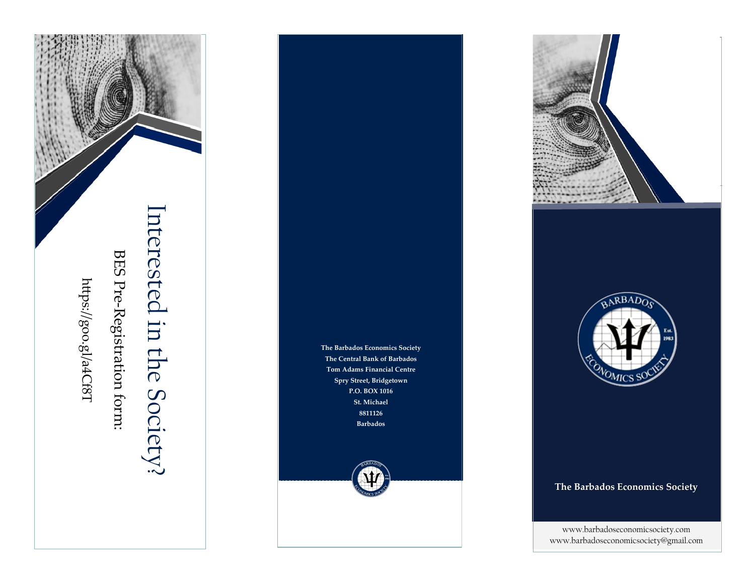# Interested in the Society?

BES Pre-Registration form:

https://goo.gl/a4Cf8T

**The Barbados Economics Society**
**The Central Bank of Barbados**
**Tom Adams Financial Centre**
**Spry Street, Bridgetown**
**P.O. BOX 1016**
**St. Michael**
**8811126**
**Barbados**

BARBADOS ECONOMICS SOCIETY
Est. 1983

**The Barbados Economics Society**

www.barbadoseconomicsociety.com
www.barbadoseconomicsociety@gmail.com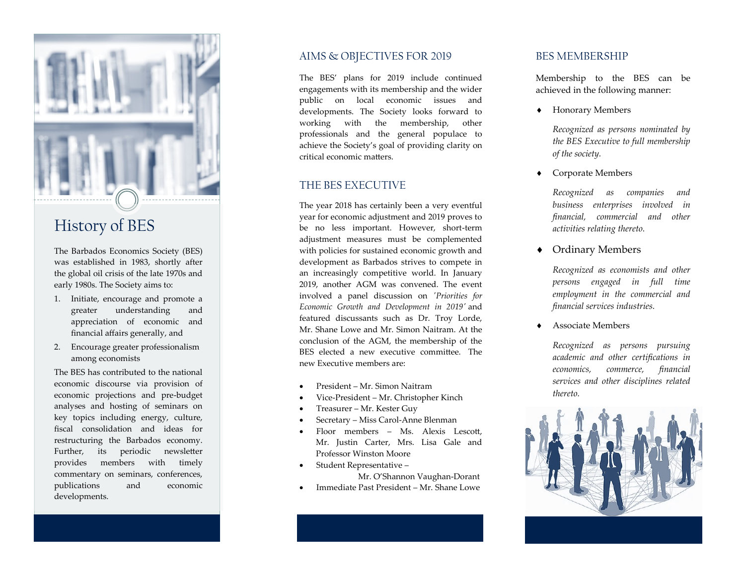## History of BES

The Barbados Economics Society (BES) was established in 1983, shortly after the global oil crisis of the late 1970s and early 1980s. The Society aims to:

1. Initiate, encourage and promote a greater understanding and appreciation of economic and financial affairs generally, and
2. Encourage greater professionalism among economists

The BES has contributed to the national economic discourse via provision of economic projections and pre-budget analyses and hosting of seminars on key topics including energy, culture, fiscal consolidation and ideas for restructuring the Barbados economy. Further, its periodic newsletter provides members with timely commentary on seminars, conferences, publications and economic developments.

## AIMS & OBJECTIVES FOR 2019

The BES' plans for 2019 include continued engagements with its membership and the wider public on local economic issues and developments. The Society looks forward to working with the membership, other professionals and the general populace to achieve the Society's goal of providing clarity on critical economic matters.

## THE BES EXECUTIVE

The year 2018 has certainly been a very eventful year for economic adjustment and 2019 proves to be no less important. However, short-term adjustment measures must be complemented with policies for sustained economic growth and development as Barbados strives to compete in an increasingly competitive world. In January 2019, another AGM was convened. The event involved a panel discussion on *'Priorities for Economic Growth and Development in 2019'* and featured discussants such as Dr. Troy Lorde, Mr. Shane Lowe and Mr. Simon Naitram. At the conclusion of the AGM, the membership of the BES elected a new executive committee. The new Executive members are:

- President – Mr. Simon Naitram
- Vice-President – Mr. Christopher Kinch
- Treasurer – Mr. Kester Guy
- Secretary – Miss Carol-Anne Blenman
- Floor members – Ms. Alexis Lescott, Mr. Justin Carter, Mrs. Lisa Gale and Professor Winston Moore
- Student Representative – Mr. O'Shannon Vaughan-Dorant
- Immediate Past President – Mr. Shane Lowe

## BES MEMBERSHIP

Membership to the BES can be achieved in the following manner:

- Honorary Members

  *Recognized as persons nominated by the BES Executive to full membership of the society.*

- Corporate Members

  *Recognized as companies and business enterprises involved in financial, commercial and other activities relating thereto.*

- Ordinary Members

  *Recognized as economists and other persons engaged in full time employment in the commercial and financial services industries.*

- Associate Members

  *Recognized as persons pursuing academic and other certifications in economics, commerce, financial services and other disciplines related thereto.*